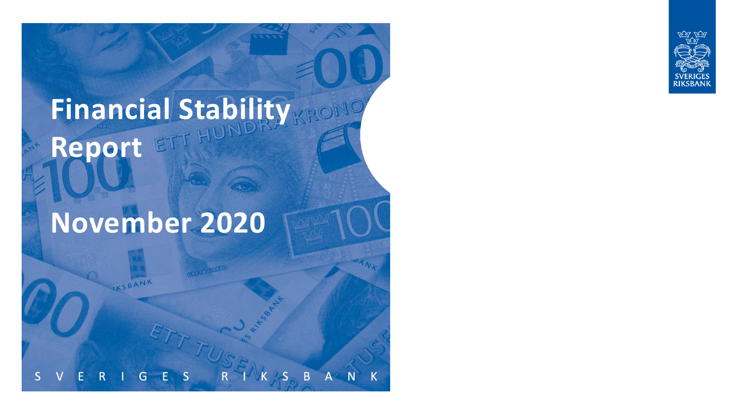# Financial Stability Report

# November 2020

SVERIGES RIKSBANK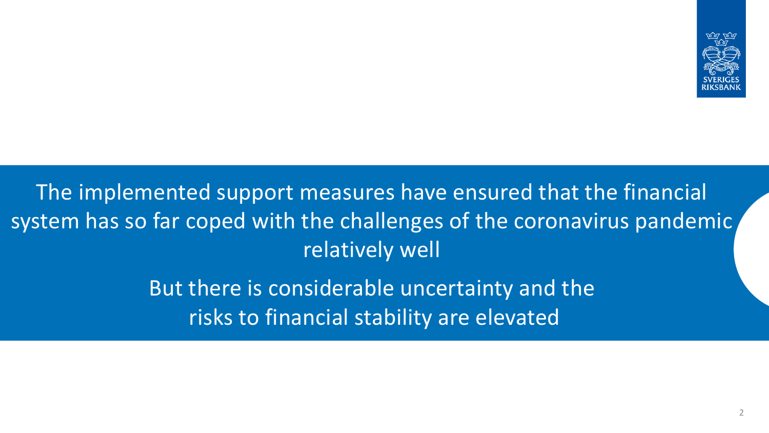The implemented support measures have ensured that the financial system has so far coped with the challenges of the coronavirus pandemic relatively well

But there is considerable uncertainty and the risks to financial stability are elevated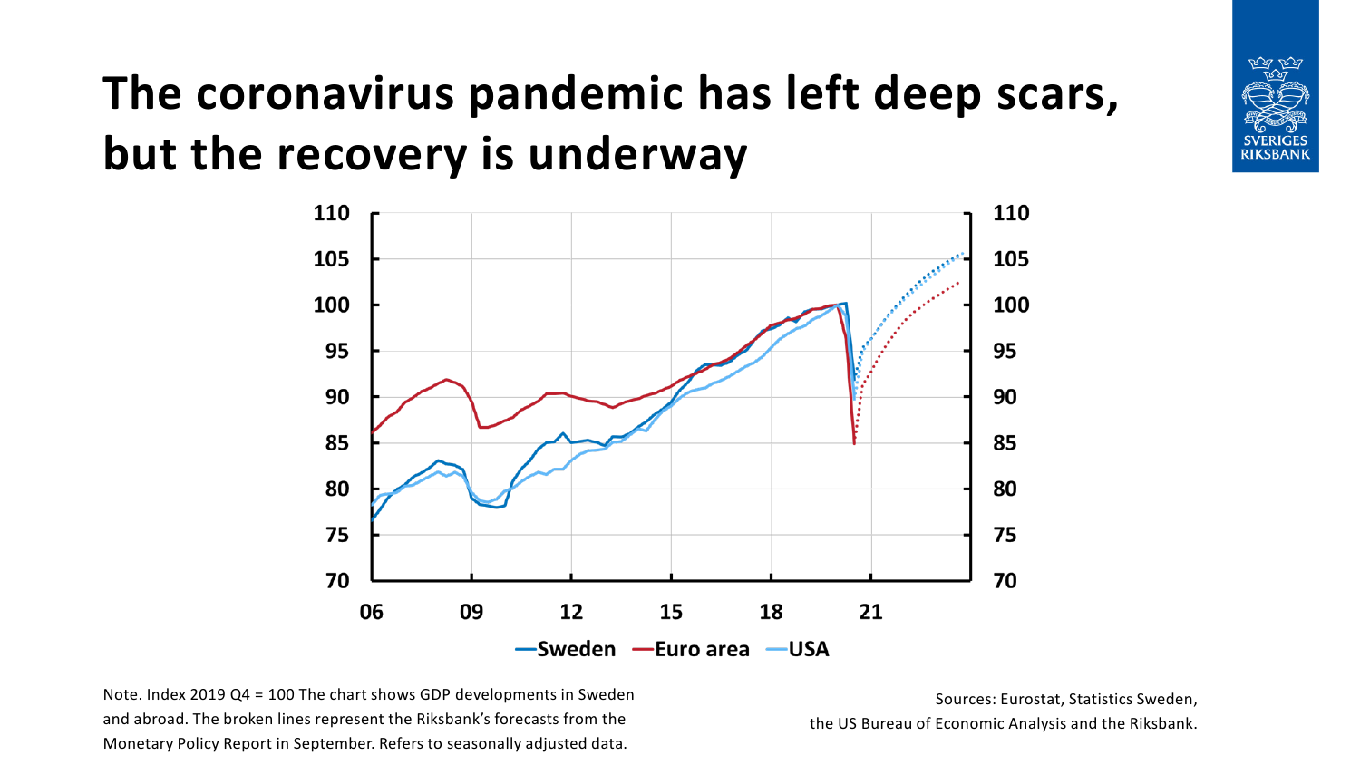# The coronavirus pandemic has left deep scars, but the recovery is underway

Note. Index 2019 Q4 = 100 The chart shows GDP developments in Sweden and abroad. The broken lines represent the Riksbank's forecasts from the Monetary Policy Report in September. Refers to seasonally adjusted data.

Sources: Eurostat, Statistics Sweden, the US Bureau of Economic Analysis and the Riksbank.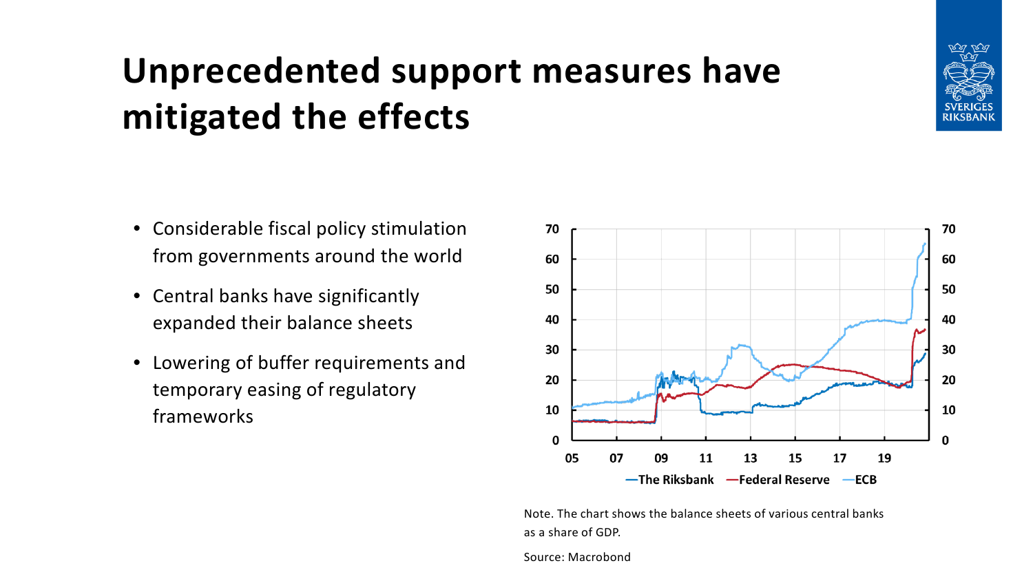# Unprecedented support measures have mitigated the effects

- Considerable fiscal policy stimulation from governments around the world
- Central banks have significantly expanded their balance sheets
- Lowering of buffer requirements and temporary easing of regulatory frameworks

Note. The chart shows the balance sheets of various central banks as a share of GDP.

Source: Macrobond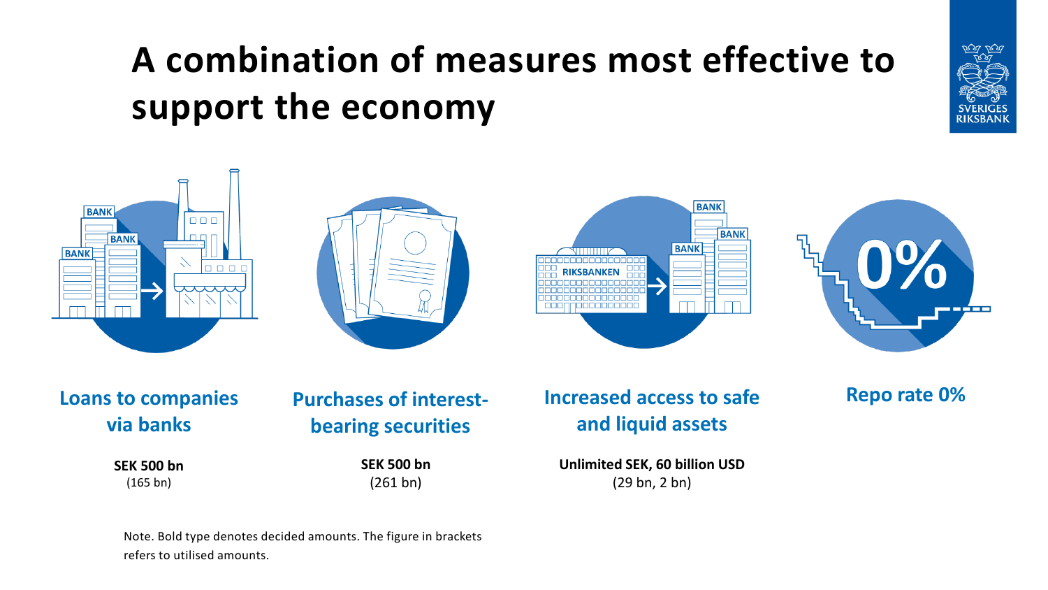# A combination of measures most effective to support the economy

**Loans to companies via banks**

**SEK 500 bn**
(165 bn)

**Purchases of interest-bearing securities**

**SEK 500 bn**
(261 bn)

**Increased access to safe and liquid assets**

**Unlimited SEK, 60 billion USD**
(29 bn, 2 bn)

**Repo rate 0%**

Note. Bold type denotes decided amounts. The figure in brackets refers to utilised amounts.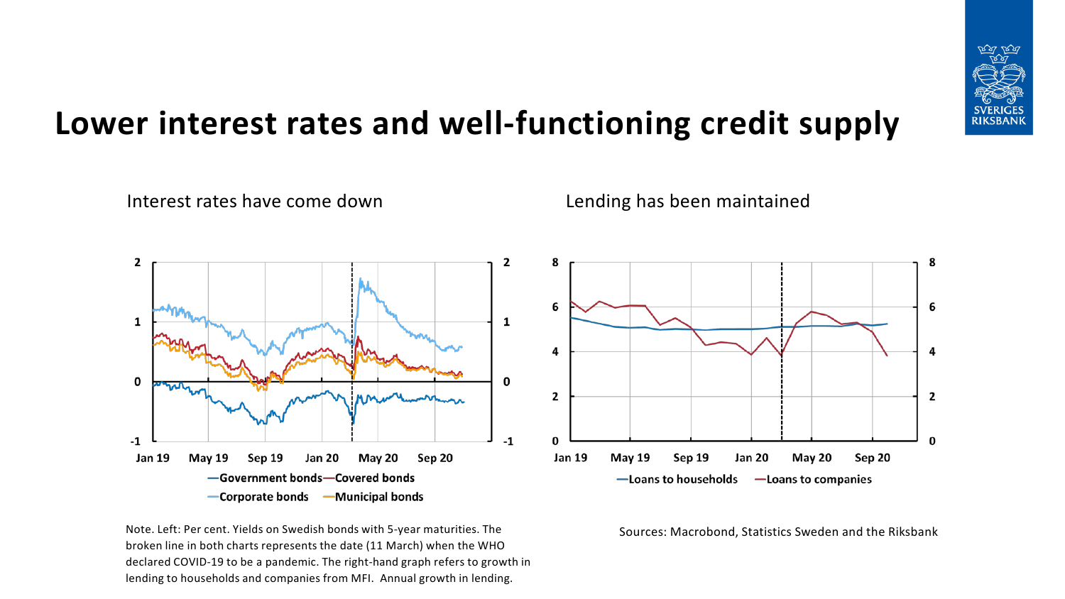# Lower interest rates and well-functioning credit supply

Interest rates have come down

Lending has been maintained

Note. Left: Per cent. Yields on Swedish bonds with 5-year maturities. The broken line in both charts represents the date (11 March) when the WHO declared COVID-19 to be a pandemic. The right-hand graph refers to growth in lending to households and companies from MFI. Annual growth in lending.

Sources: Macrobond, Statistics Sweden and the Riksbank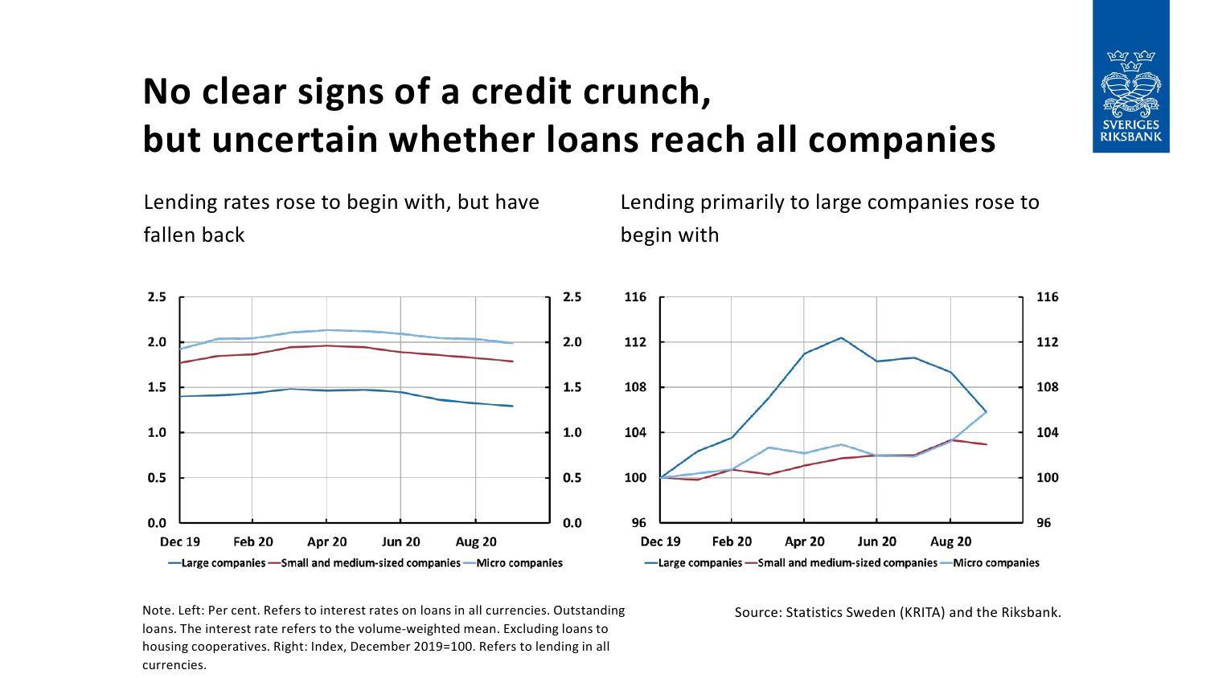# No clear signs of a credit crunch, but uncertain whether loans reach all companies

Lending rates rose to begin with, but have fallen back

Lending primarily to large companies rose to begin with

Note. Left: Per cent. Refers to interest rates on loans in all currencies. Outstanding loans. The interest rate refers to the volume-weighted mean. Excluding loans to housing cooperatives. Right: Index, December 2019=100. Refers to lending in all currencies.

Source: Statistics Sweden (KRITA) and the Riksbank.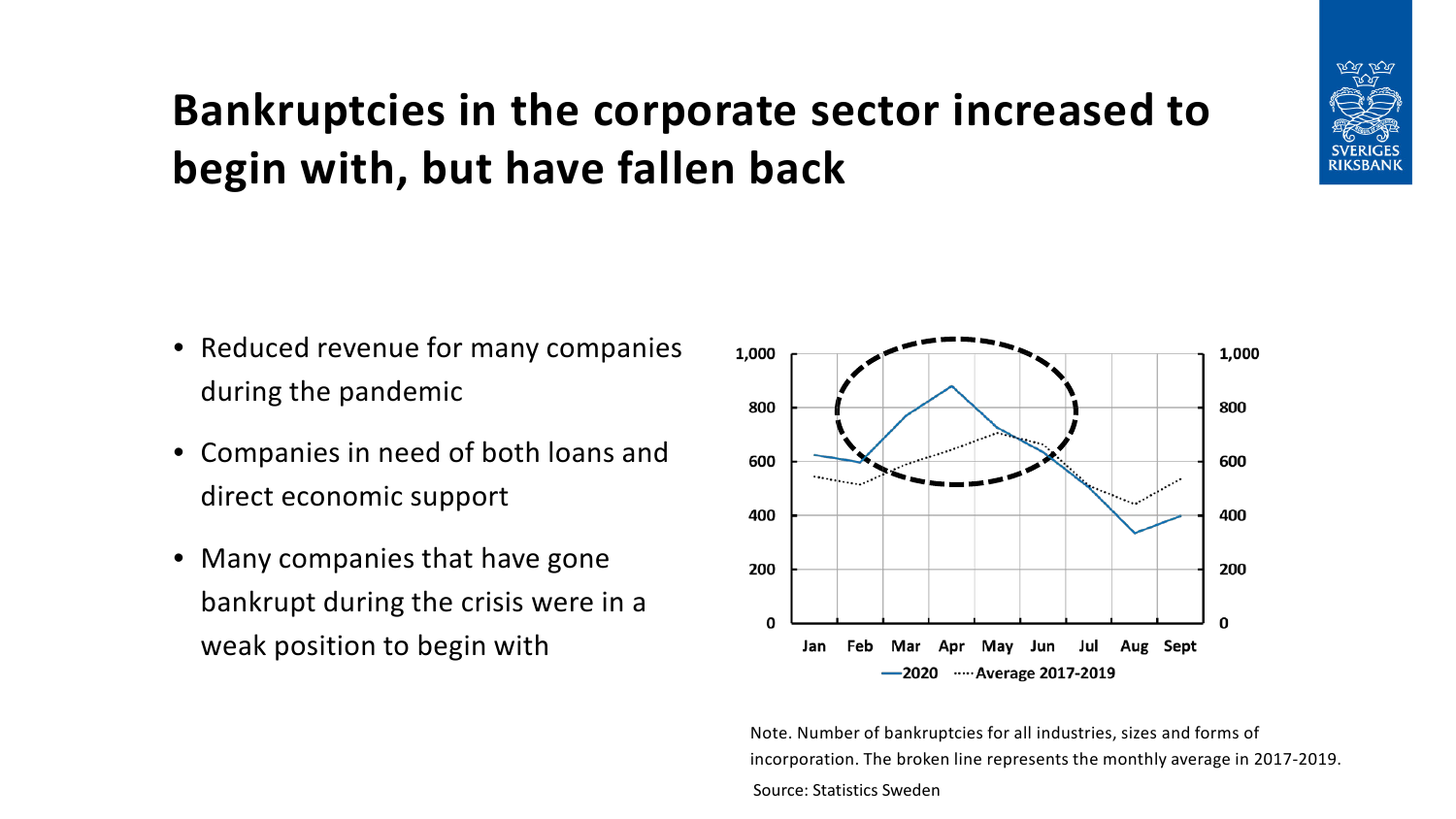# Bankruptcies in the corporate sector increased to begin with, but have fallen back

- Reduced revenue for many companies during the pandemic
- Companies in need of both loans and direct economic support
- Many companies that have gone bankrupt during the crisis were in a weak position to begin with

1,000
800
600
400
200
0

Jan Feb Mar Apr May Jun Jul Aug Sept

—2020 ····Average 2017-2019

Note. Number of bankruptcies for all industries, sizes and forms of incorporation. The broken line represents the monthly average in 2017-2019.

Source: Statistics Sweden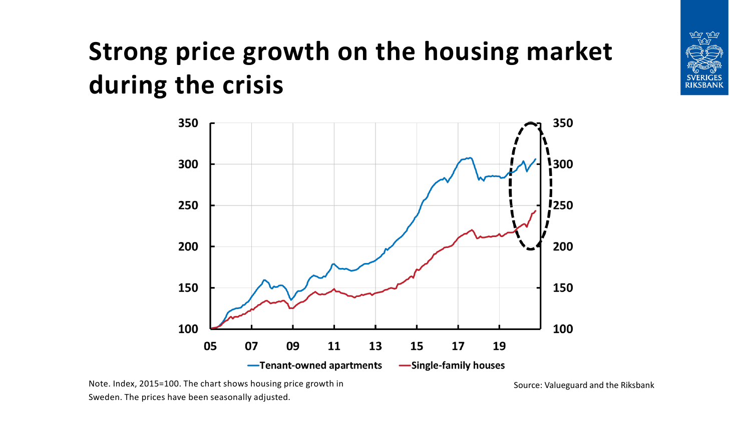# Strong price growth on the housing market during the crisis

Note. Index, 2015=100. The chart shows housing price growth in Sweden. The prices have been seasonally adjusted.

Source: Valueguard and the Riksbank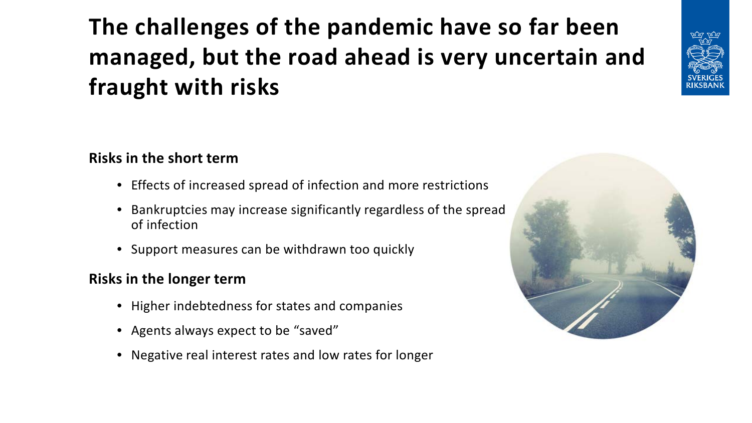# The challenges of the pandemic have so far been managed, but the road ahead is very uncertain and fraught with risks

**Risks in the short term**

- Effects of increased spread of infection and more restrictions
- Bankruptcies may increase significantly regardless of the spread of infection
- Support measures can be withdrawn too quickly

**Risks in the longer term**

- Higher indebtedness for states and companies
- Agents always expect to be "saved"
- Negative real interest rates and low rates for longer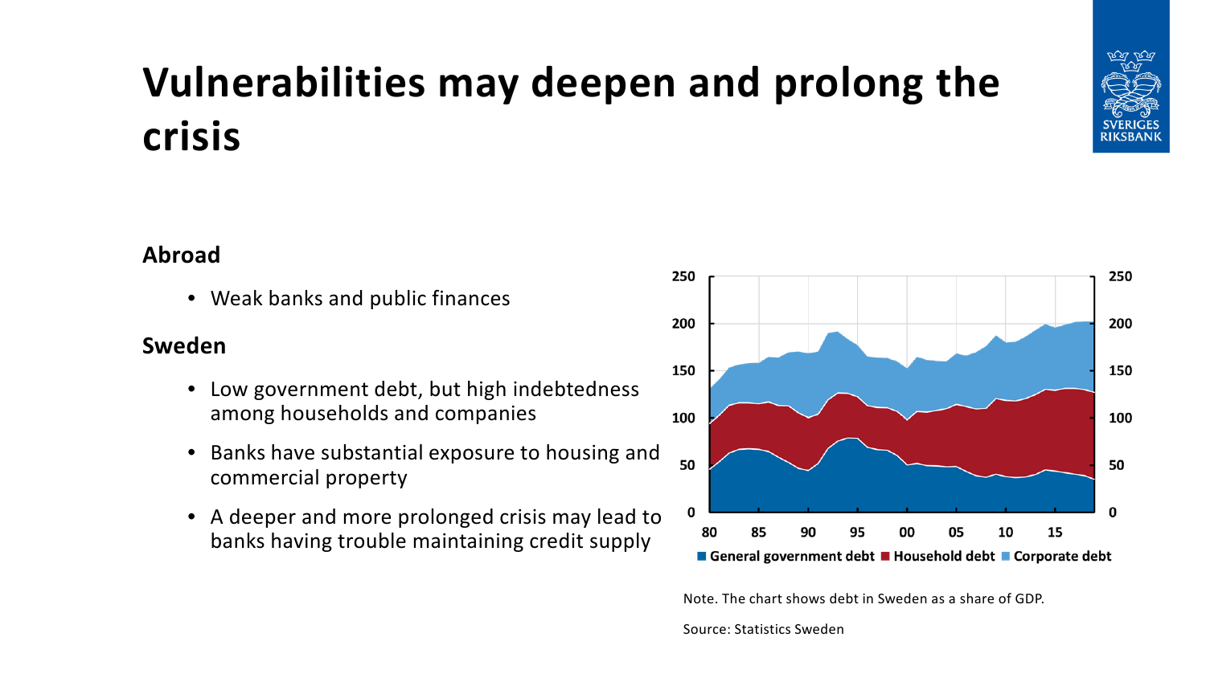# Vulnerabilities may deepen and prolong the crisis

**Abroad**

- Weak banks and public finances

**Sweden**

- Low government debt, but high indebtedness among households and companies
- Banks have substantial exposure to housing and commercial property
- A deeper and more prolonged crisis may lead to banks having trouble maintaining credit supply

Note. The chart shows debt in Sweden as a share of GDP.

Source: Statistics Sweden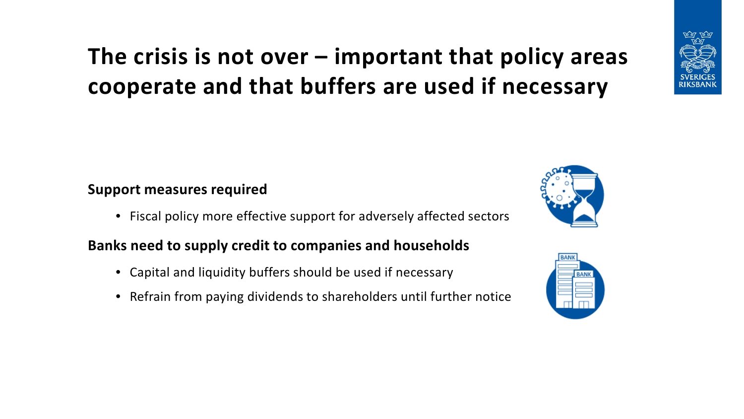# The crisis is not over – important that policy areas cooperate and that buffers are used if necessary

**Support measures required**

- Fiscal policy more effective support for adversely affected sectors

**Banks need to supply credit to companies and households**

- Capital and liquidity buffers should be used if necessary
- Refrain from paying dividends to shareholders until further notice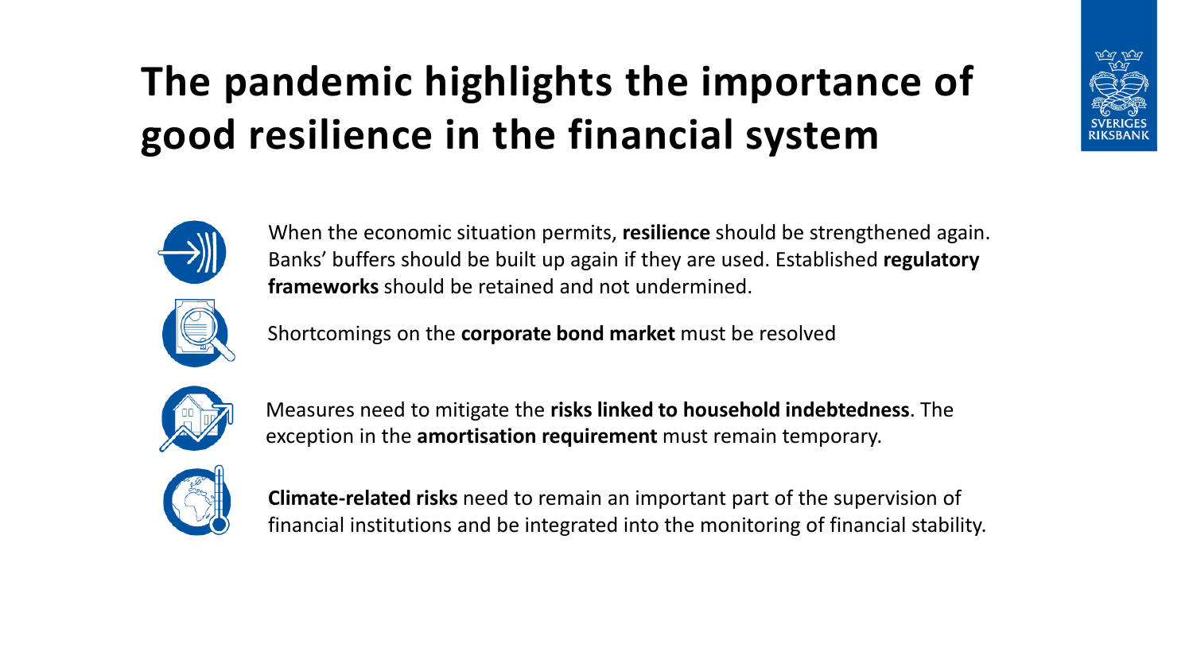# The pandemic highlights the importance of good resilience in the financial system

- When the economic situation permits, **resilience** should be strengthened again. Banks' buffers should be built up again if they are used. Established **regulatory frameworks** should be retained and not undermined.
- Shortcomings on the **corporate bond market** must be resolved
- Measures need to mitigate the **risks linked to household indebtedness**. The exception in the **amortisation requirement** must remain temporary.
- **Climate-related risks** need to remain an important part of the supervision of financial institutions and be integrated into the monitoring of financial stability.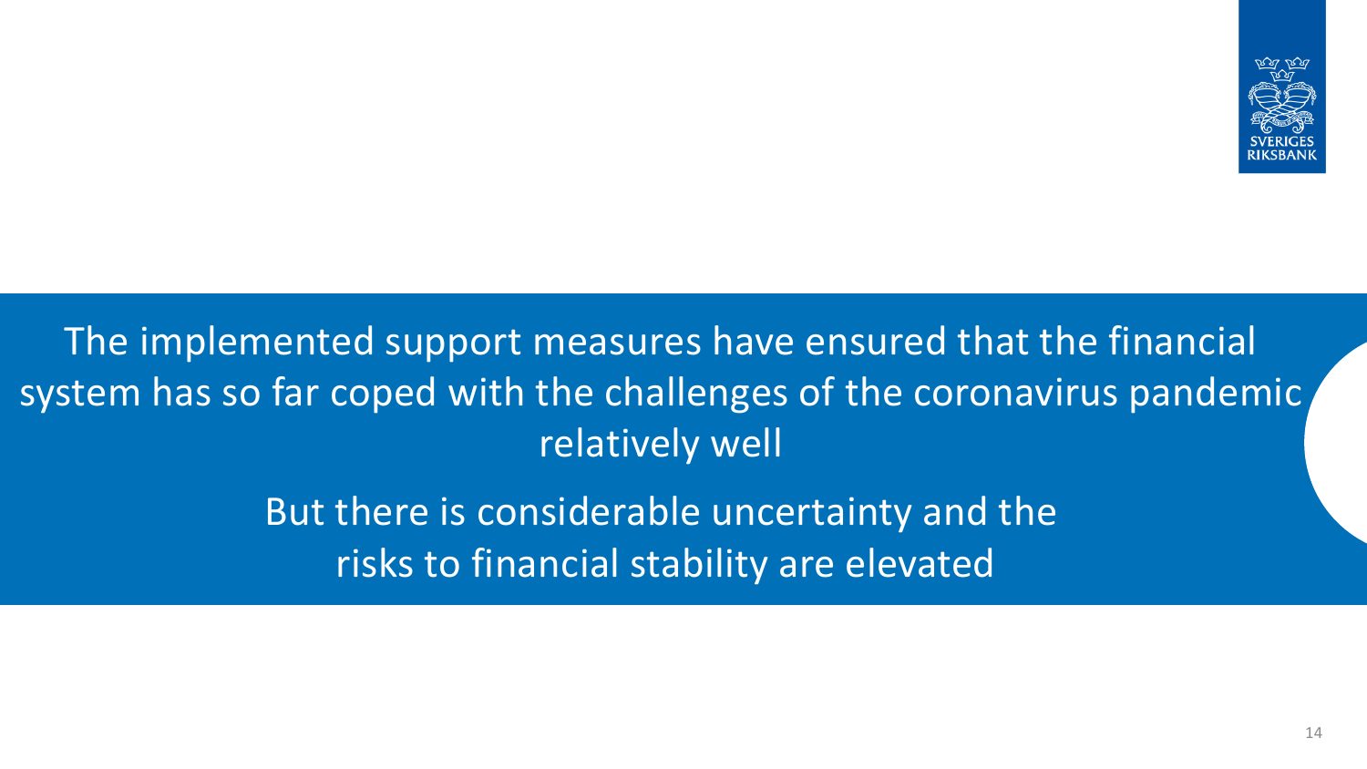The implemented support measures have ensured that the financial system has so far coped with the challenges of the coronavirus pandemic relatively well

But there is considerable uncertainty and the risks to financial stability are elevated